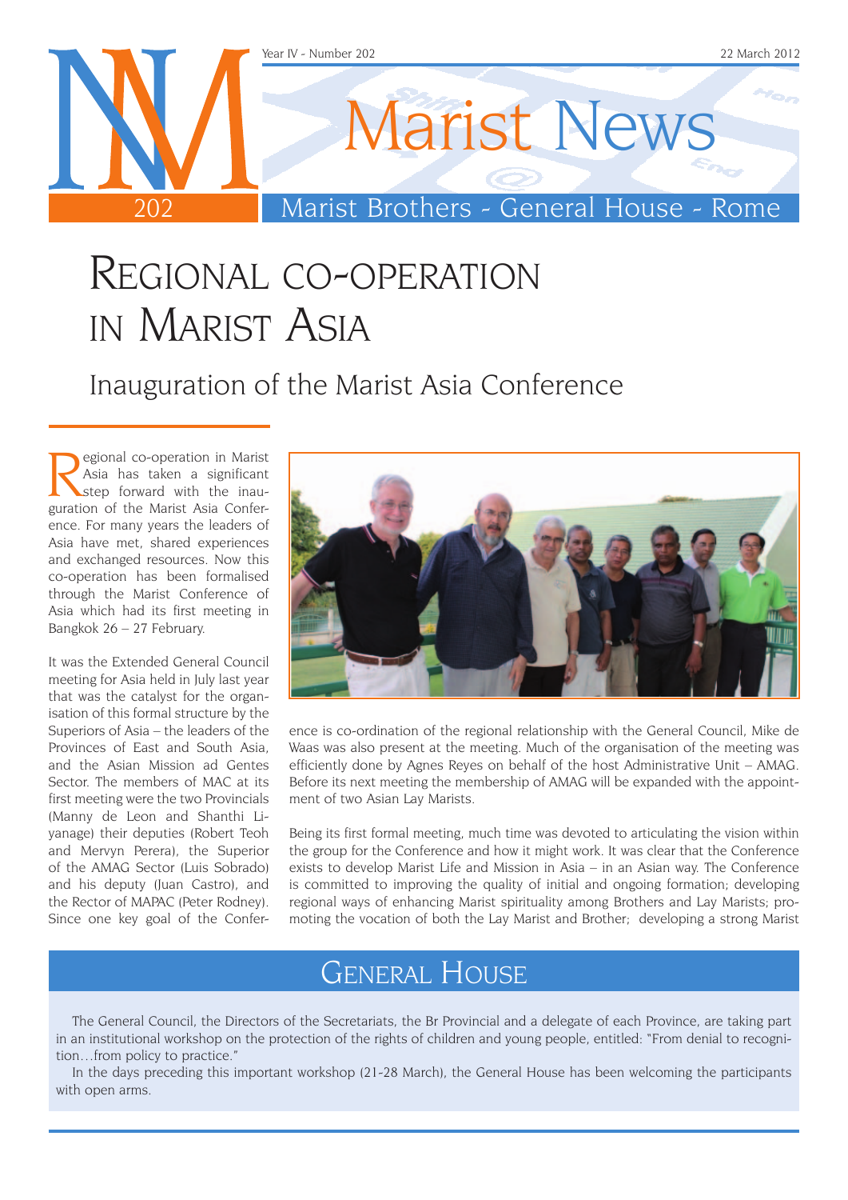# Marist News

Year IV - Number 202 — 22 March 2012

Marist Brothers - General House - Rome

# Regional co-operation in Marist Asia

## Inauguration of the Marist Asia Conference

Regional co-operation in Marist Asia has taken a significant step forward with the inauguration of the Marist Asia Conference. For many years the leaders of Asia have met, shared experiences and exchanged resources. Now this co-operation has been formalised through the Marist Conference of Asia which had its first meeting in Bangkok 26 – 27 February.

It was the Extended General Council meeting for Asia held in July last year that was the catalyst for the organisation of this formal structure by the Superiors of Asia – the leaders of the Provinces of East and South Asia, and the Asian Mission ad Gentes Sector. The members of MAC at its first meeting were the two Provincials (Manny de Leon and Shanthi Liyanage) their deputies (Robert Teoh and Mervyn Perera), the Superior of the AMAG Sector (Luis Sobrado) and his deputy (Juan Castro), and the Rector of MAPAC (Peter Rodney). Since one key goal of the Conference is co-ordination of the regional relationship with the General Council, Mike de Waas was also present at the meeting. Much of the organisation of the meeting was efficiently done by Agnes Reyes on behalf of the host Administrative Unit – AMAG. Before its next meeting the membership of AMAG will be expanded with the appointment of two Asian Lay Marists.

Being its first formal meeting, much time was devoted to articulating the vision within the group for the Conference and how it might work. It was clear that the Conference exists to develop Marist Life and Mission in Asia – in an Asian way. The Conference is committed to improving the quality of initial and ongoing formation; developing regional ways of enhancing Marist spirituality among Brothers and Lay Marists; promoting the vocation of both the Lay Marist and Brother; developing a strong Marist

## General House

The General Council, the Directors of the Secretariats, the Br Provincial and a delegate of each Province, are taking part in an institutional workshop on the protection of the rights of children and young people, entitled: "From denial to recognition…from policy to practice."

In the days preceding this important workshop (21-28 March), the General House has been welcoming the participants with open arms.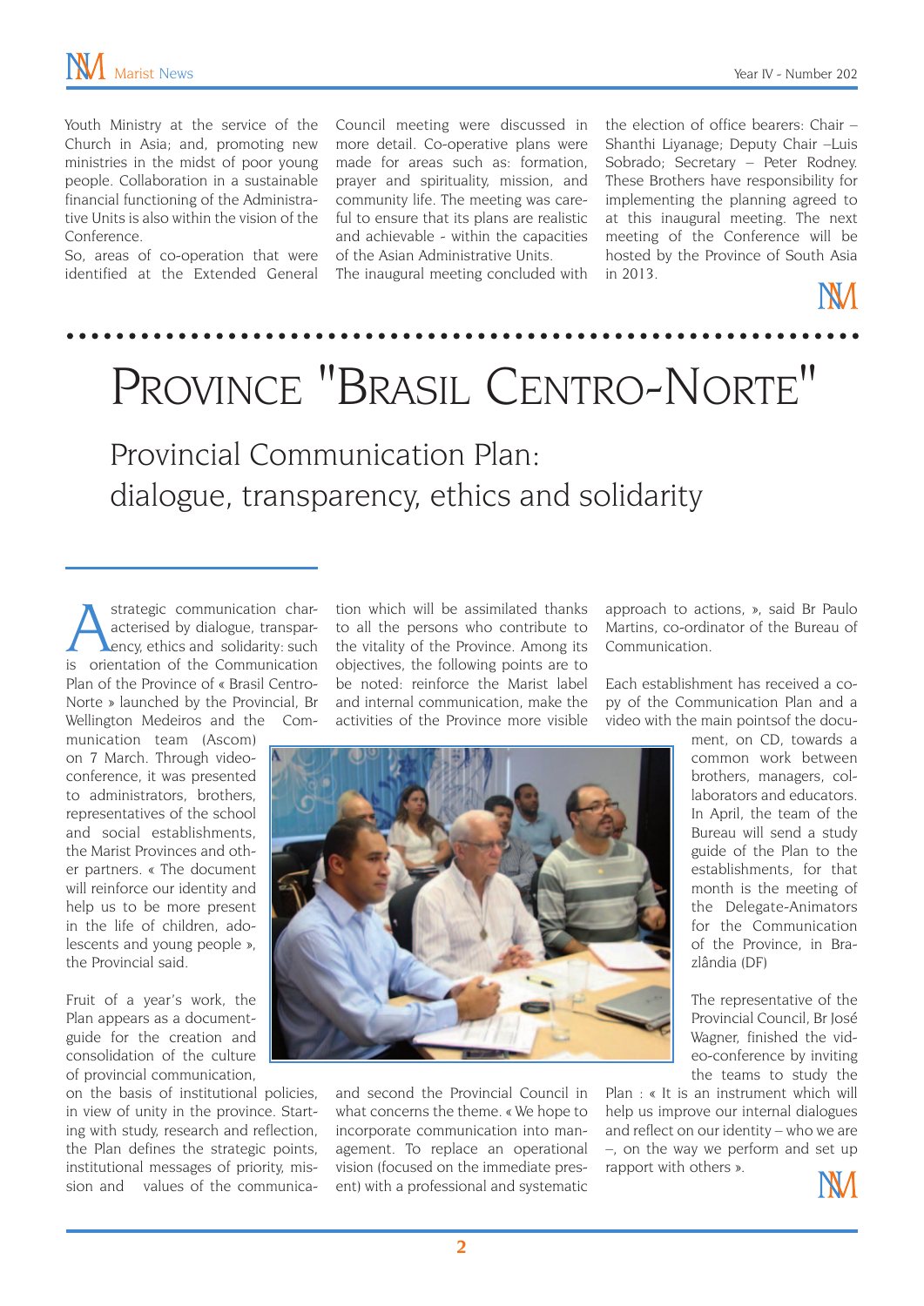Youth Ministry at the service of the Church in Asia; and, promoting new ministries in the midst of poor young people. Collaboration in a sustainable financial functioning of the Administrative Units is also within the vision of the Conference.

So, areas of co-operation that were identified at the Extended General Council meeting were discussed in more detail. Co-operative plans were made for areas such as: formation, prayer and spirituality, mission, and community life. The meeting was careful to ensure that its plans are realistic and achievable - within the capacities of the Asian Administrative Units.

The inaugural meeting concluded with the election of office bearers: Chair – Shanthi Liyanage; Deputy Chair –Luis Sobrado; Secretary – Peter Rodney. These Brothers have responsibility for implementing the planning agreed to at this inaugural meeting. The next meeting of the Conference will be hosted by the Province of South Asia in 2013.

# Province "Brasil Centro-Norte"

## Provincial Communication Plan: dialogue, transparency, ethics and solidarity

A strategic communication characterised by dialogue, transparency, ethics and solidarity: such is orientation of the Communication Plan of the Province of « Brasil Centro-Norte » launched by the Provincial, Br Wellington Medeiros and the Communication team (Ascom) on 7 March. Through videoconference, it was presented to administrators, brothers, representatives of the school and social establishments, the Marist Provinces and other partners. « The document will reinforce our identity and help us to be more present in the life of children, adolescents and young people », the Provincial said.

Fruit of a year's work, the Plan appears as a document-guide for the creation and consolidation of the culture of provincial communication, on the basis of institutional policies, in view of unity in the province. Starting with study, research and reflection, the Plan defines the strategic points, institutional messages of priority, mission and values of the communication which will be assimilated thanks to all the persons who contribute to the vitality of the Province. Among its objectives, the following points are to be noted: reinforce the Marist label and internal communication, make the activities of the Province more visible and second the Provincial Council in what concerns the theme. « We hope to incorporate communication into management. To replace an operational vision (focused on the immediate present) with a professional and systematic approach to actions, », said Br Paulo Martins, co-ordinator of the Bureau of Communication.

Each establishment has received a copy of the Communication Plan and a video with the main pointsof the document, on CD, towards a common work between brothers, managers, collaborators and educators. In April, the team of the Bureau will send a study guide of the Plan to the establishments, for that month is the meeting of the Delegate-Animators for the Communication of the Province, in Brazlândia (DF)

The representative of the Provincial Council, Br José Wagner, finished the video-conference by inviting the teams to study the Plan : « It is an instrument which will help us improve our internal dialogues and reflect on our identity – who we are –, on the way we perform and set up rapport with others ».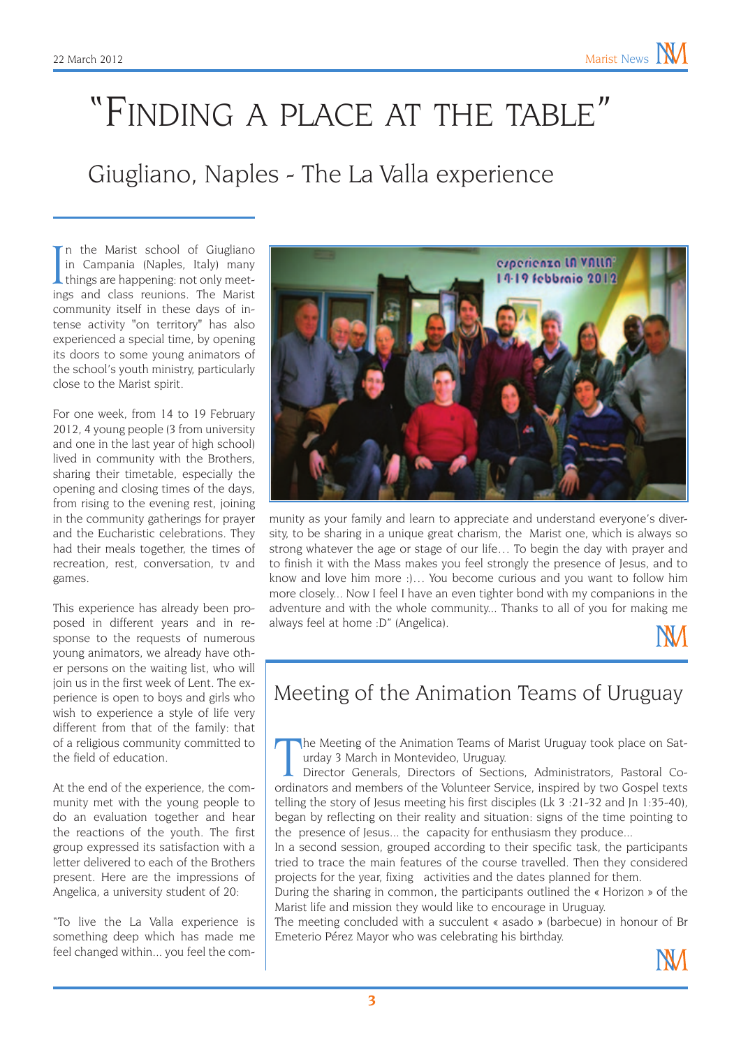# "Finding a place at the table"

## Giugliano, Naples - The La Valla experience

In the Marist school of Giugliano in Campania (Naples, Italy) many things are happening: not only meetings and class reunions. The Marist community itself in these days of intense activity "on territory" has also experienced a special time, by opening its doors to some young animators of the school's youth ministry, particularly close to the Marist spirit.

For one week, from 14 to 19 February 2012, 4 young people (3 from university and one in the last year of high school) lived in community with the Brothers, sharing their timetable, especially the opening and closing times of the days, from rising to the evening rest, joining in the community gatherings for prayer and the Eucharistic celebrations. They had their meals together, the times of recreation, rest, conversation, tv and games.

This experience has already been proposed in different years and in response to the requests of numerous young animators, we already have other persons on the waiting list, who will join us in the first week of Lent. The experience is open to boys and girls who wish to experience a style of life very different from that of the family: that of a religious community committed to the field of education.

At the end of the experience, the community met with the young people to do an evaluation together and hear the reactions of the youth. The first group expressed its satisfaction with a letter delivered to each of the Brothers present. Here are the impressions of Angelica, a university student of 20:

"To live the La Valla experience is something deep which has made me feel changed within... you feel the community as your family and learn to appreciate and understand everyone's diversity, to be sharing in a unique great charism, the Marist one, which is always so strong whatever the age or stage of our life… To begin the day with prayer and to finish it with the Mass makes you feel strongly the presence of Jesus, and to know and love him more :)… You become curious and you want to follow him more closely... Now I feel I have an even tighter bond with my companions in the adventure and with the whole community... Thanks to all of you for making me always feel at home :D" (Angelica).

## Meeting of the Animation Teams of Uruguay

The Meeting of the Animation Teams of Marist Uruguay took place on Saturday 3 March in Montevideo, Uruguay.

Director Generals, Directors of Sections, Administrators, Pastoral Coordinators and members of the Volunteer Service, inspired by two Gospel texts telling the story of Jesus meeting his first disciples (Lk 3 :21-32 and Jn 1:35-40), began by reflecting on their reality and situation: signs of the time pointing to the presence of Jesus... the capacity for enthusiasm they produce...

In a second session, grouped according to their specific task, the participants tried to trace the main features of the course travelled. Then they considered projects for the year, fixing activities and the dates planned for them.

During the sharing in common, the participants outlined the « Horizon » of the Marist life and mission they would like to encourage in Uruguay.

The meeting concluded with a succulent « asado » (barbecue) in honour of Br Emeterio Pérez Mayor who was celebrating his birthday.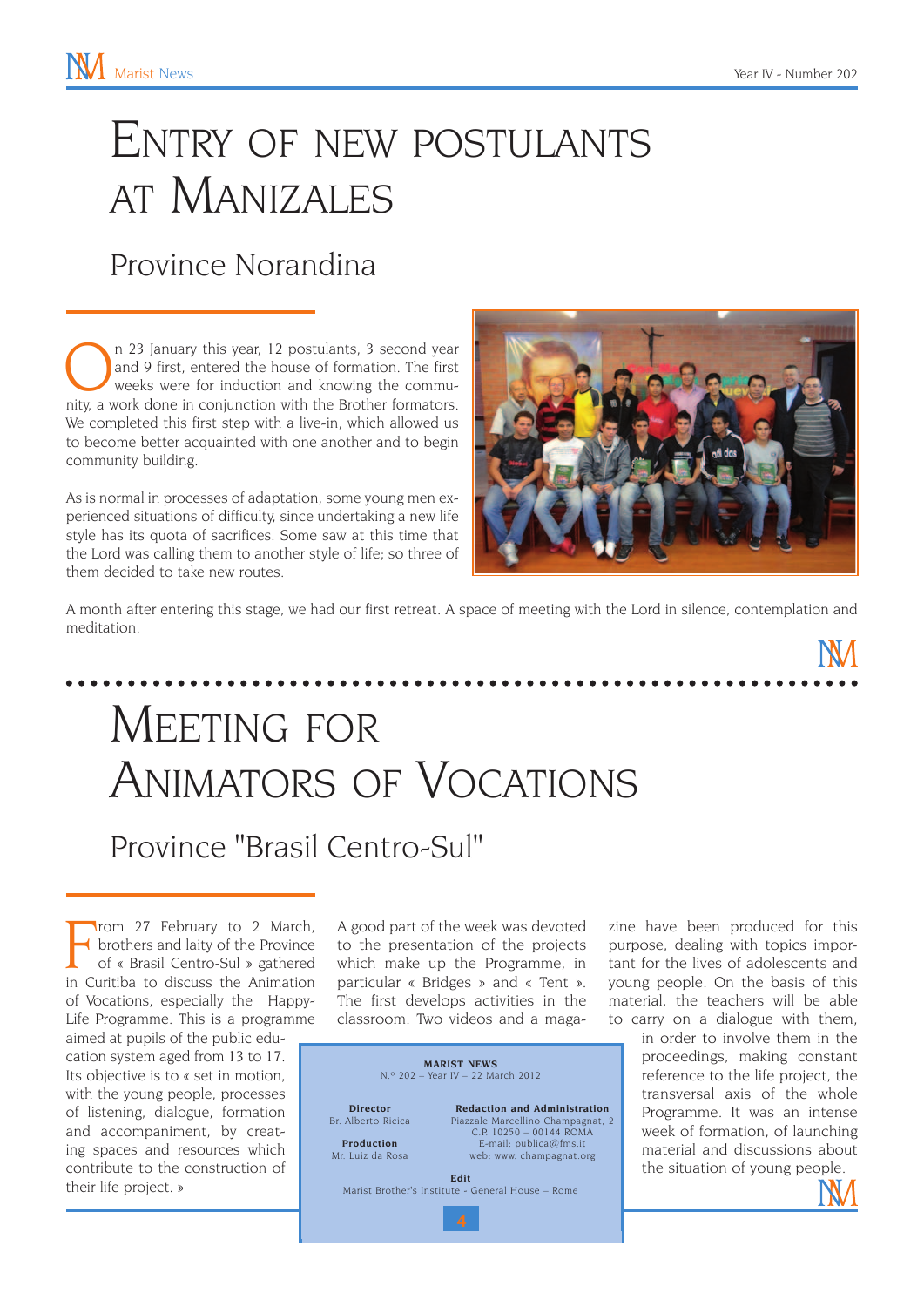# Entry of new postulants at Manizales

## Province Norandina

On 23 January this year, 12 postulants, 3 second year and 9 first, entered the house of formation. The first weeks were for induction and knowing the community, a work done in conjunction with the Brother formators. We completed this first step with a live-in, which allowed us to become better acquainted with one another and to begin community building.

As is normal in processes of adaptation, some young men experienced situations of difficulty, since undertaking a new life style has its quota of sacrifices. Some saw at this time that the Lord was calling them to another style of life; so three of them decided to take new routes.

A month after entering this stage, we had our first retreat. A space of meeting with the Lord in silence, contemplation and meditation.

# Meeting for Animators of Vocations

## Province "Brasil Centro-Sul"

From 27 February to 2 March, brothers and laity of the Province of « Brasil Centro-Sul » gathered in Curitiba to discuss the Animation of Vocations, especially the Happy-Life Programme. This is a programme aimed at pupils of the public education system aged from 13 to 17. Its objective is to « set in motion, with the young people, processes of listening, dialogue, formation and accompaniment, by creating spaces and resources which contribute to the construction of their life project. »

A good part of the week was devoted to the presentation of the projects which make up the Programme, in particular « Bridges » and « Tent ». The first develops activities in the classroom. Two videos and a magazine have been produced for this purpose, dealing with topics important for the lives of adolescents and young people. On the basis of this material, the teachers will be able to carry on a dialogue with them, in order to involve them in the proceedings, making constant reference to the life project, the transversal axis of the whole Programme. It was an intense week of formation, of launching material and discussions about the situation of young people.

**MARIST NEWS**
N.º 202 – Year IV – 22 March 2012

**Director**
Br. Alberto Ricica

**Production**
Mr. Luiz da Rosa

**Redaction and Administration**
Piazzale Marcellino Champagnat, 2
C.P. 10250 – 00144 ROMA
E-mail: publica@fms.it
web: www. champagnat.org

**Edit**
Marist Brother's Institute - General House – Rome